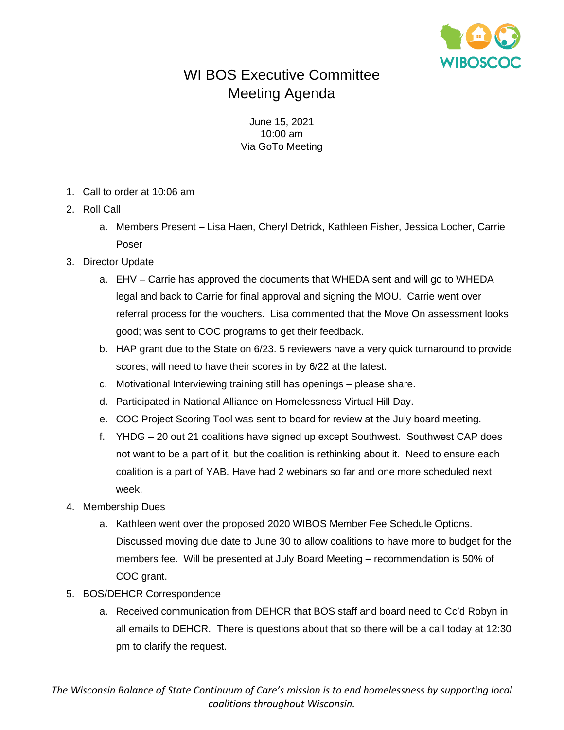# WI BOS Executive Committee Meeting Agenda

June 15, 2021
10:00 am
Via GoTo Meeting

1. Call to order at 10:06 am
2. Roll Call
   a. Members Present – Lisa Haen, Cheryl Detrick, Kathleen Fisher, Jessica Locher, Carrie Poser
3. Director Update
   a. EHV – Carrie has approved the documents that WHEDA sent and will go to WHEDA legal and back to Carrie for final approval and signing the MOU. Carrie went over referral process for the vouchers. Lisa commented that the Move On assessment looks good; was sent to COC programs to get their feedback.
   b. HAP grant due to the State on 6/23. 5 reviewers have a very quick turnaround to provide scores; will need to have their scores in by 6/22 at the latest.
   c. Motivational Interviewing training still has openings – please share.
   d. Participated in National Alliance on Homelessness Virtual Hill Day.
   e. COC Project Scoring Tool was sent to board for review at the July board meeting.
   f. YHDG – 20 out 21 coalitions have signed up except Southwest. Southwest CAP does not want to be a part of it, but the coalition is rethinking about it. Need to ensure each coalition is a part of YAB. Have had 2 webinars so far and one more scheduled next week.
4. Membership Dues
   a. Kathleen went over the proposed 2020 WIBOS Member Fee Schedule Options. Discussed moving due date to June 30 to allow coalitions to have more to budget for the members fee. Will be presented at July Board Meeting – recommendation is 50% of COC grant.
5. BOS/DEHCR Correspondence
   a. Received communication from DEHCR that BOS staff and board need to Cc'd Robyn in all emails to DEHCR. There is questions about that so there will be a call today at 12:30 pm to clarify the request.

*The Wisconsin Balance of State Continuum of Care's mission is to end homelessness by supporting local coalitions throughout Wisconsin.*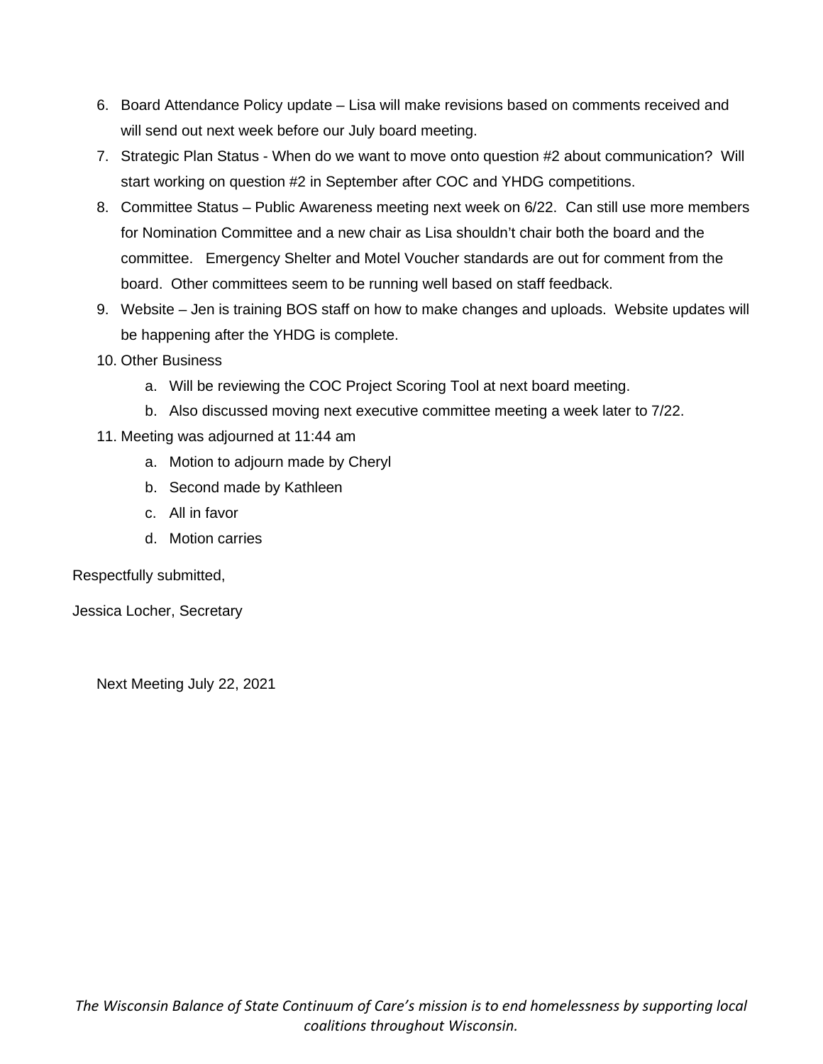6. Board Attendance Policy update – Lisa will make revisions based on comments received and will send out next week before our July board meeting.
7. Strategic Plan Status - When do we want to move onto question #2 about communication? Will start working on question #2 in September after COC and YHDG competitions.
8. Committee Status – Public Awareness meeting next week on 6/22. Can still use more members for Nomination Committee and a new chair as Lisa shouldn't chair both the board and the committee. Emergency Shelter and Motel Voucher standards are out for comment from the board. Other committees seem to be running well based on staff feedback.
9. Website – Jen is training BOS staff on how to make changes and uploads. Website updates will be happening after the YHDG is complete.
10. Other Business
    a. Will be reviewing the COC Project Scoring Tool at next board meeting.
    b. Also discussed moving next executive committee meeting a week later to 7/22.
11. Meeting was adjourned at 11:44 am
    a. Motion to adjourn made by Cheryl
    b. Second made by Kathleen
    c. All in favor
    d. Motion carries

Respectfully submitted,

Jessica Locher, Secretary

Next Meeting July 22, 2021

*The Wisconsin Balance of State Continuum of Care's mission is to end homelessness by supporting local coalitions throughout Wisconsin.*